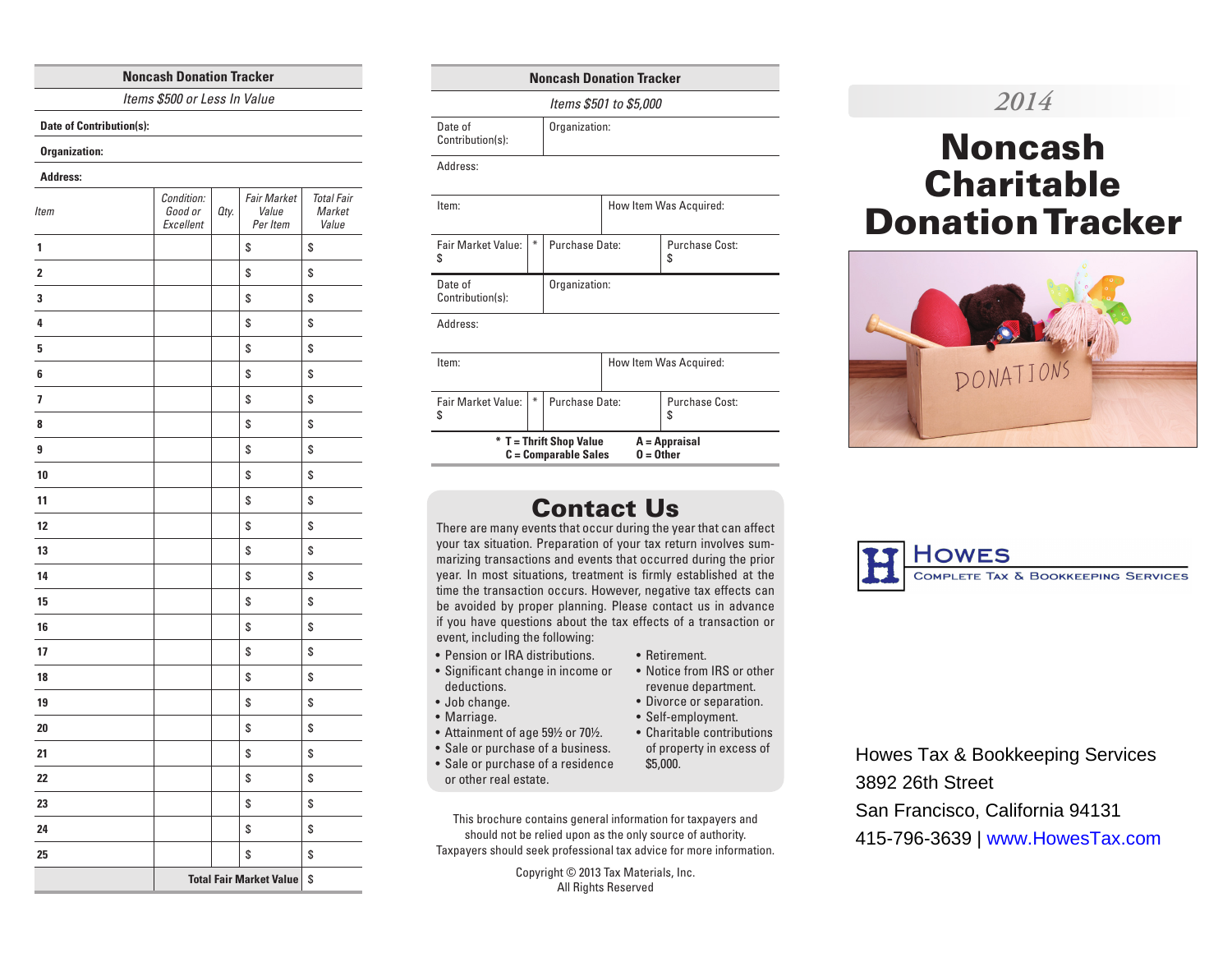## Noncash Donation Tracker

*Items $500 or Less In Value*

**Date of Contribution(s):**

**Organization:**

**Address:**

| *Item* | *Condition: Good or Excellent* | *Qty.* | *Fair Market Value Per Item* | *Total Fair Market Value* |
|---|---|---|---|---|
| **1** | | | $ | $ |
| **2** | | | $ | $ |
| **3** | | | $ | $ |
| **4** | | | $ | $ |
| **5** | | | $ | $ |
| **6** | | | $ | $ |
| **7** | | | $ | $ |
| **8** | | | $ | $ |
| **9** | | | $ | $ |
| **10** | | | $ | $ |
| **11** | | | $ | $ |
| **12** | | | $ | $ |
| **13** | | | $ | $ |
| **14** | | | $ | $ |
| **15** | | | $ | $ |
| **16** | | | $ | $ |
| **17** | | | $ | $ |
| **18** | | | $ | $ |
| **19** | | | $ | $ |
| **20** | | | $ | $ |
| **21** | | | $ | $ |
| **22** | | | $ | $ |
| **23** | | | $ | $ |
| **24** | | | $ | $ |
| **25** | | | $ | $ |
| | **Total Fair Market Value** | | | $ |

## Noncash Donation Tracker

*Items $501 to $5,000*

| Date of Contribution(s): | Organization: | | | |
|---|---|---|---|---|
| Address: | | | | |
| Item: | | How Item Was Acquired: | | |
| Fair Market Value: $ | * | Purchase Date: | Purchase Cost: $ | |
| Date of Contribution(s): | Organization: | | | |
| Address: | | | | |
| Item: | | How Item Was Acquired: | | |
| Fair Market Value: $ | * | Purchase Date: | Purchase Cost: $ | |

**\* T = Thrift Shop Value  A = Appraisal**
**C = Comparable Sales  O = Other**

## Contact Us

There are many events that occur during the year that can affect your tax situation. Preparation of your tax return involves summarizing transactions and events that occurred during the prior year. In most situations, treatment is firmly established at the time the transaction occurs. However, negative tax effects can be avoided by proper planning. Please contact us in advance if you have questions about the tax effects of a transaction or event, including the following:

- Pension or IRA distributions.
- Significant change in income or deductions.
- Job change.
- Marriage.
- Attainment of age 59½ or 70½.
- Sale or purchase of a business.
- Sale or purchase of a residence or other real estate.
- Retirement.
- Notice from IRS or other revenue department.
- Divorce or separation.
- Self-employment.
- Charitable contributions of property in excess of $5,000.

This brochure contains general information for taxpayers and should not be relied upon as the only source of authority. Taxpayers should seek professional tax advice for more information.

Copyright © 2013 Tax Materials, Inc.
All Rights Reserved

*2014*

# Noncash Charitable Donation Tracker

DONATIONS

**Howes**
Complete Tax & Bookkeeping Services

Howes Tax & Bookkeeping Services
3892 26th Street
San Francisco, California 94131
415-796-3639 | www.HowesTax.com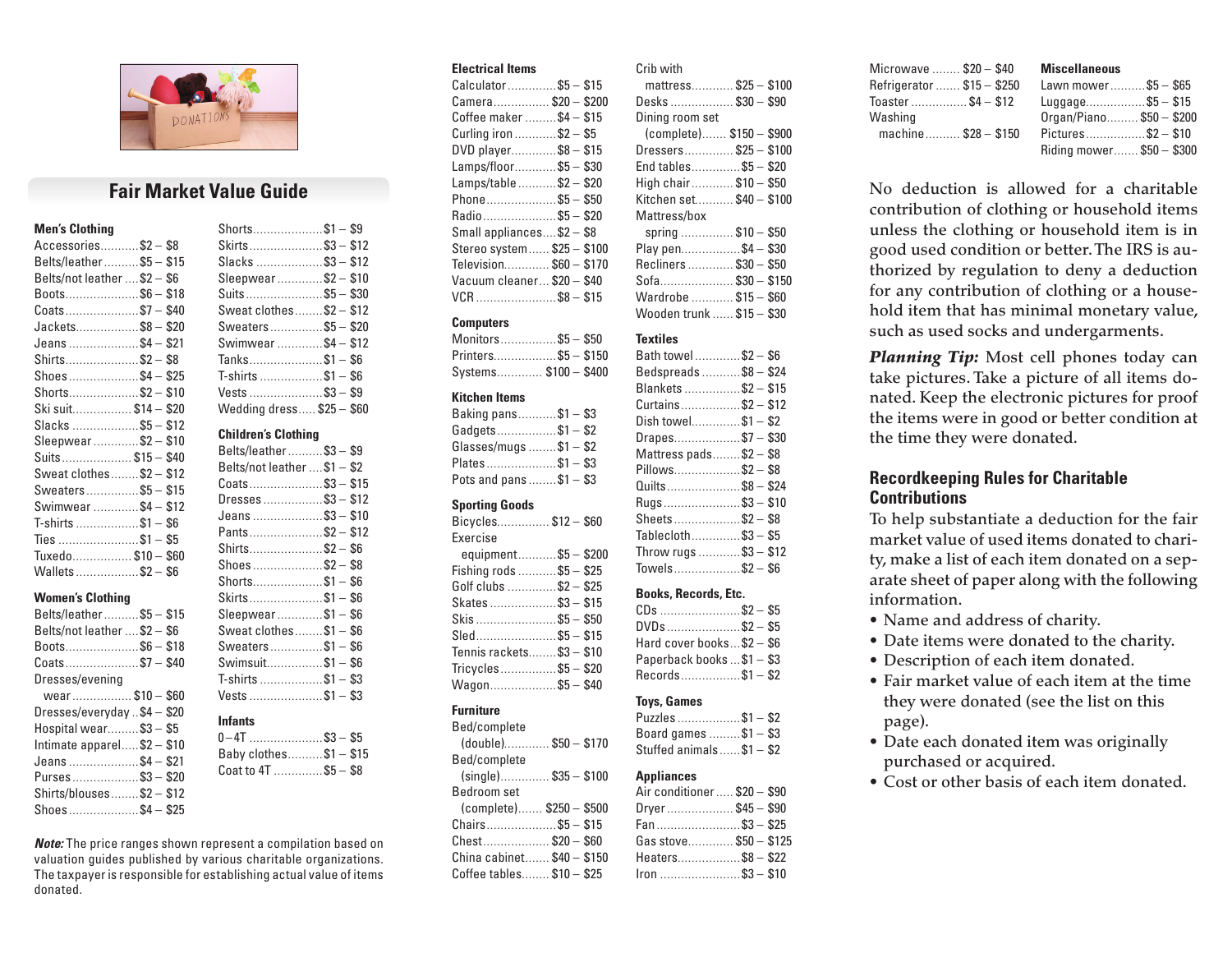## Fair Market Value Guide

### Men's Clothing

Accessories ........... $2 – $8
Belts/leather .......... $5 – $15
Belts/not leather .... $2 – $6
Boots ..................... $6 – $18
Coats ..................... $7 – $40
Jackets ................... $8 – $20
Jeans ..................... $4 – $21
Shirts ..................... $2 – $8
Shoes ..................... $4 – $25
Shorts ..................... $2 – $10
Ski suit ................... $14 – $20
Slacks ..................... $5 – $12
Sleepwear ............. $2 – $10
Suits ....................... $15 – $40
Sweat clothes ........ $2 – $12
Sweaters ................ $5 – $15
Swimwear ............. $4 – $12
T-shirts .................. $1 – $6
Ties ........................ $1 – $5
Tuxedo ................... $10 – $60
Wallets ................... $2 – $6

### Women's Clothing

Belts/leather .......... $5 – $15
Belts/not leather .... $2 – $6
Boots ..................... $6 – $18
Coats ..................... $7 – $40
Dresses/evening wear ................ $10 – $60
Dresses/everyday .. $4 – $20
Hospital wear ......... $3 – $5
Intimate apparel ..... $2 – $10
Jeans ..................... $4 – $21
Purses .................... $3 – $20
Shirts/blouses ........ $2 – $12
Shoes ..................... $4 – $25
Shorts ..................... $1 – $9
Skirts ...................... $3 – $12
Slacks ..................... $3 – $12
Sleepwear ............. $2 – $10
Suits ....................... $5 – $30
Sweat clothes ........ $2 – $12
Sweaters ................ $5 – $20
Swimwear ............. $4 – $12
Tanks ...................... $1 – $6
T-shirts .................. $1 – $6
Vests ...................... $3 – $9
Wedding dress ..... $25 – $60

### Children's Clothing

Belts/leather .......... $3 – $9
Belts/not leather .... $1 – $2
Coats ..................... $3 – $15
Dresses ................. $3 – $12
Jeans ..................... $3 – $10
Pants ..................... $2 – $12
Shirts ..................... $2 – $6
Shoes ..................... $2 – $8
Shorts ..................... $1 – $6
Skirts ...................... $1 – $6
Sleepwear ............. $1 – $6
Sweat clothes ........ $1 – $6
Sweaters ................ $1 – $6
Swimsuit ................ $1 – $6
T-shirts .................. $1 – $3
Vests ...................... $1 – $3

### Infants

0 – 4T ..................... $3 – $5
Baby clothes .......... $1 – $15
Coat to 4T ............. $5 – $8

***Note:*** The price ranges shown represent a compilation based on valuation guides published by various charitable organizations. The taxpayer is responsible for establishing actual value of items donated.

### Electrical Items

Calculator .............. $5 – $15
Camera ................. $20 – $200
Coffee maker ......... $4 – $15
Curling iron ............ $2 – $5
DVD player ............. $8 – $15
Lamps/floor ............ $5 – $30
Lamps/table ........... $2 – $20
Phone .................... $5 – $50
Radio ..................... $5 – $20
Small appliances .... $2 – $8
Stereo system ...... $25 – $100
Television ............. $60 – $170
Vacuum cleaner ... $20 – $40
VCR ....................... $8 – $15

### Computers

Monitors ................ $5 – $50
Printers .................. $5 – $150
Systems ............ $100 – $400

### Kitchen Items

Baking pans ........... $1 – $3
Gadgets ................. $1 – $2
Glasses/mugs ........ $1 – $2
Plates .................... $1 – $3
Pots and pans ........ $1 – $3

### Sporting Goods

Bicycles ............... $12 – $60
Exercise equipment ........... $5 – $200
Fishing rods ........... $5 – $25
Golf clubs .............. $2 – $25
Skates ................... $3 – $15
Skis ....................... $5 – $50
Sled ....................... $5 – $15
Tennis rackets ........ $3 – $10
Tricycles ................ $5 – $20
Wagon ................... $5 – $40

### Furniture

Bed/complete (double) ............ $50 – $170
Bed/complete (single) .............. $35 – $100
Bedroom set (complete) ....... $250 – $500
Chairs .................... $5 – $15
Chest .................. $20 – $60
China cabinet ....... $40 – $150
Coffee tables ........ $10 – $25
Crib with mattress ........... $25 – $100
Desks ................. $30 – $90
Dining room set (complete) ....... $150 – $900
Dressers ............. $25 – $100
End tables ............. $5 – $20
High chair ............ $10 – $50
Kitchen set ........... $40 – $100
Mattress/box spring .............. $10 – $50
Play pen ................. $4 – $30
Recliners ............. $30 – $50
Sofa ..................... $30 – $150
Wardrobe ............ $15 – $60
Wooden trunk ...... $15 – $30

### Textiles

Bath towel ............. $2 – $6
Bedspreads ........... $8 – $24
Blankets ................ $2 – $15
Curtains ................. $2 – $12
Dish towel .............. $1 – $2
Drapes ................... $7 – $30
Mattress pads ........ $2 – $8
Pillows ................... $2 – $8
Quilts ..................... $8 – $24
Rugs ...................... $3 – $10
Sheets ................... $2 – $8
Tablecloth .............. $3 – $5
Throw rugs ............ $3 – $12
Towels ................... $2 – $6

### Books, Records, Etc.

CDs ....................... $2 – $5
DVDs ..................... $2 – $5
Hard cover books ... $2 – $6
Paperback books ... $1 – $3
Records ................. $1 – $2

### Toys, Games

Puzzles .................. $1 – $2
Board games ......... $1 – $3
Stuffed animals ...... $1 – $2

### Appliances

Air conditioner ..... $20 – $90
Dryer ................... $45 – $90
Fan ........................ $3 – $25
Gas stove ............ $50 – $125
Heaters .................. $8 – $22
Iron ....................... $3 – $10
Microwave ........ $20 – $40
Refrigerator ....... $15 – $250
Toaster ................ $4 – $12
Washing machine .......... $28 – $150

### Miscellaneous

Lawn mower .......... $5 – $65
Luggage ................. $5 – $15
Organ/Piano ......... $50 – $200
Pictures ................. $2 – $10
Riding mower ....... $50 – $300

No deduction is allowed for a charitable contribution of clothing or household items unless the clothing or household item is in good used condition or better. The IRS is authorized by regulation to deny a deduction for any contribution of clothing or a household item that has minimal monetary value, such as used socks and undergarments.

***Planning Tip:*** Most cell phones today can take pictures. Take a picture of all items donated. Keep the electronic pictures for proof the items were in good or better condition at the time they were donated.

## Recordkeeping Rules for Charitable Contributions

To help substantiate a deduction for the fair market value of used items donated to charity, make a list of each item donated on a separate sheet of paper along with the following information.

- Name and address of charity.
- Date items were donated to the charity.
- Description of each item donated.
- Fair market value of each item at the time they were donated (see the list on this page).
- Date each donated item was originally purchased or acquired.
- Cost or other basis of each item donated.